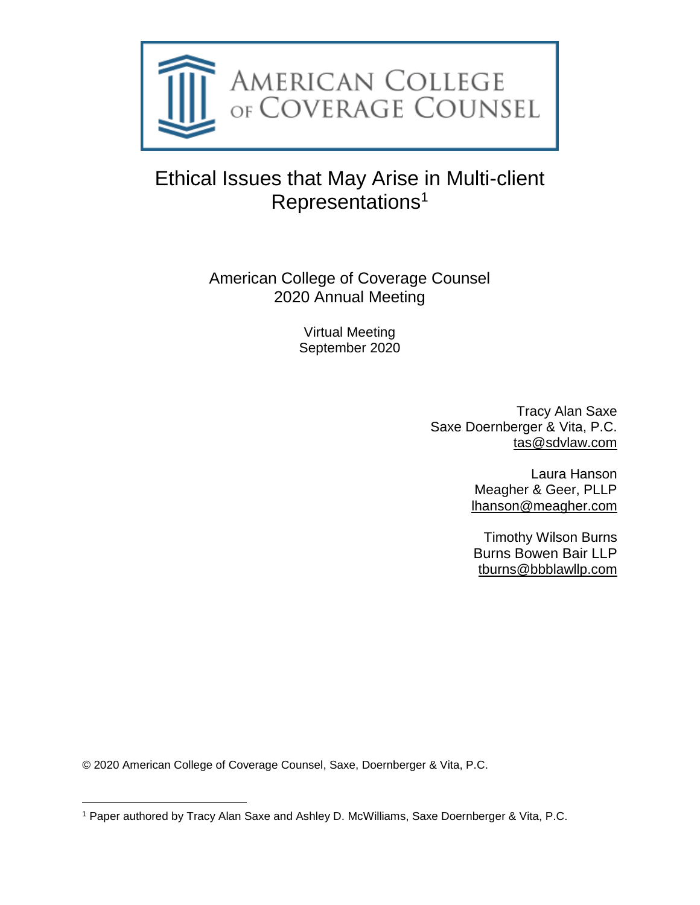AMERICAN COLLEGE OF COVERAGE COUNSEL

# Ethical Issues that May Arise in Multi-client Representations[1]

American College of Coverage Counsel
2020 Annual Meeting

Virtual Meeting
September 2020

Tracy Alan Saxe
Saxe Doernberger & Vita, P.C.
tas@sdvlaw.com

Laura Hanson
Meagher & Geer, PLLP
lhanson@meagher.com

Timothy Wilson Burns
Burns Bowen Bair LLP
tburns@bbblawllp.com

© 2020 American College of Coverage Counsel, Saxe, Doernberger & Vita, P.C.

---

[1] Paper authored by Tracy Alan Saxe and Ashley D. McWilliams, Saxe Doernberger & Vita, P.C.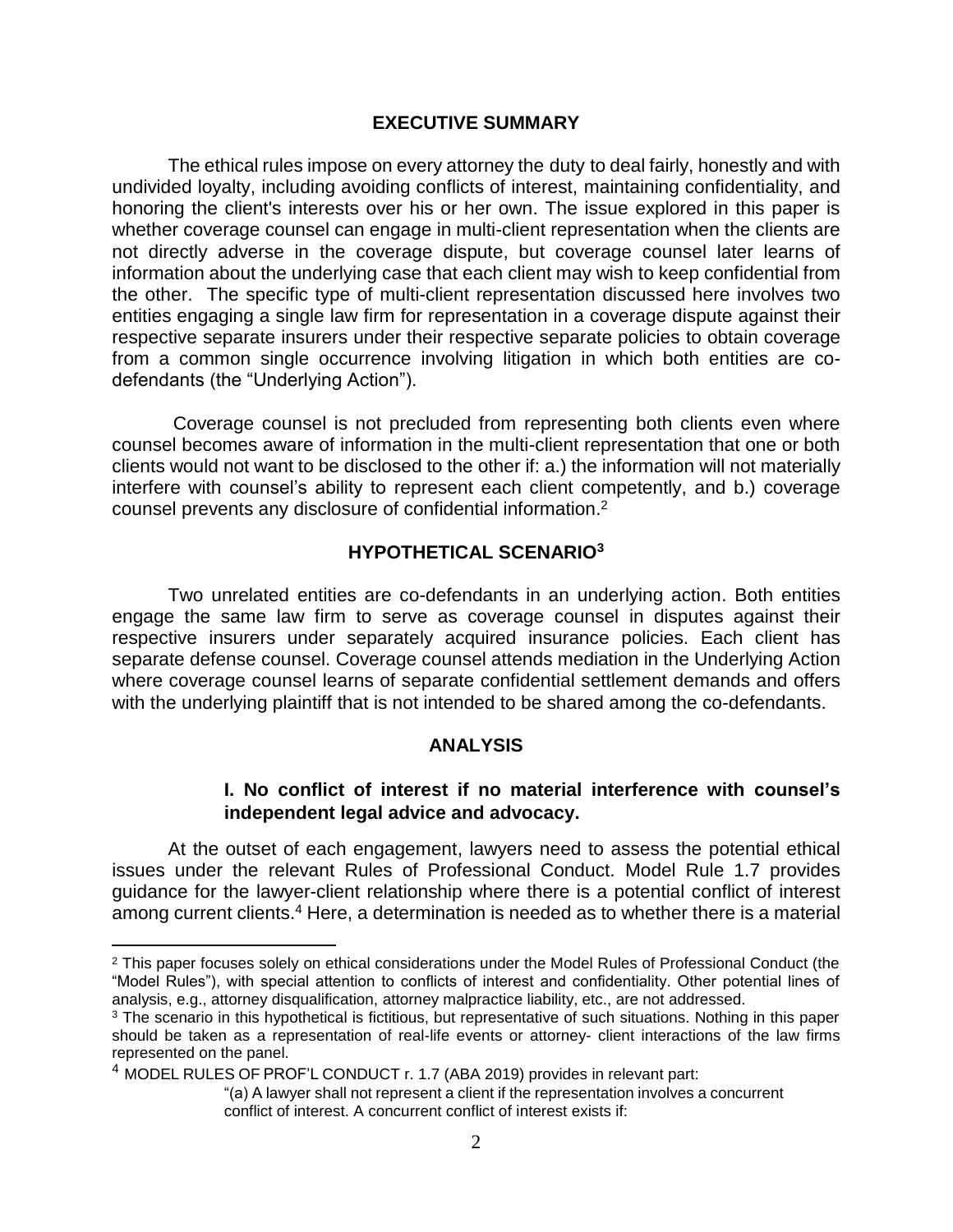## EXECUTIVE SUMMARY

The ethical rules impose on every attorney the duty to deal fairly, honestly and with undivided loyalty, including avoiding conflicts of interest, maintaining confidentiality, and honoring the client's interests over his or her own. The issue explored in this paper is whether coverage counsel can engage in multi-client representation when the clients are not directly adverse in the coverage dispute, but coverage counsel later learns of information about the underlying case that each client may wish to keep confidential from the other. The specific type of multi-client representation discussed here involves two entities engaging a single law firm for representation in a coverage dispute against their respective separate insurers under their respective separate policies to obtain coverage from a common single occurrence involving litigation in which both entities are co-defendants (the "Underlying Action").

Coverage counsel is not precluded from representing both clients even where counsel becomes aware of information in the multi-client representation that one or both clients would not want to be disclosed to the other if: a.) the information will not materially interfere with counsel's ability to represent each client competently, and b.) coverage counsel prevents any disclosure of confidential information.[2]

## HYPOTHETICAL SCENARIO[3]

Two unrelated entities are co-defendants in an underlying action. Both entities engage the same law firm to serve as coverage counsel in disputes against their respective insurers under separately acquired insurance policies. Each client has separate defense counsel. Coverage counsel attends mediation in the Underlying Action where coverage counsel learns of separate confidential settlement demands and offers with the underlying plaintiff that is not intended to be shared among the co-defendants.

## ANALYSIS

### I. No conflict of interest if no material interference with counsel's independent legal advice and advocacy.

At the outset of each engagement, lawyers need to assess the potential ethical issues under the relevant Rules of Professional Conduct. Model Rule 1.7 provides guidance for the lawyer-client relationship where there is a potential conflict of interest among current clients.[4] Here, a determination is needed as to whether there is a material

---

[2] This paper focuses solely on ethical considerations under the Model Rules of Professional Conduct (the "Model Rules"), with special attention to conflicts of interest and confidentiality. Other potential lines of analysis, e.g., attorney disqualification, attorney malpractice liability, etc., are not addressed.

[3] The scenario in this hypothetical is fictitious, but representative of such situations. Nothing in this paper should be taken as a representation of real-life events or attorney- client interactions of the law firms represented on the panel.

[4] MODEL RULES OF PROF'L CONDUCT r. 1.7 (ABA 2019) provides in relevant part:

> "(a) A lawyer shall not represent a client if the representation involves a concurrent conflict of interest. A concurrent conflict of interest exists if: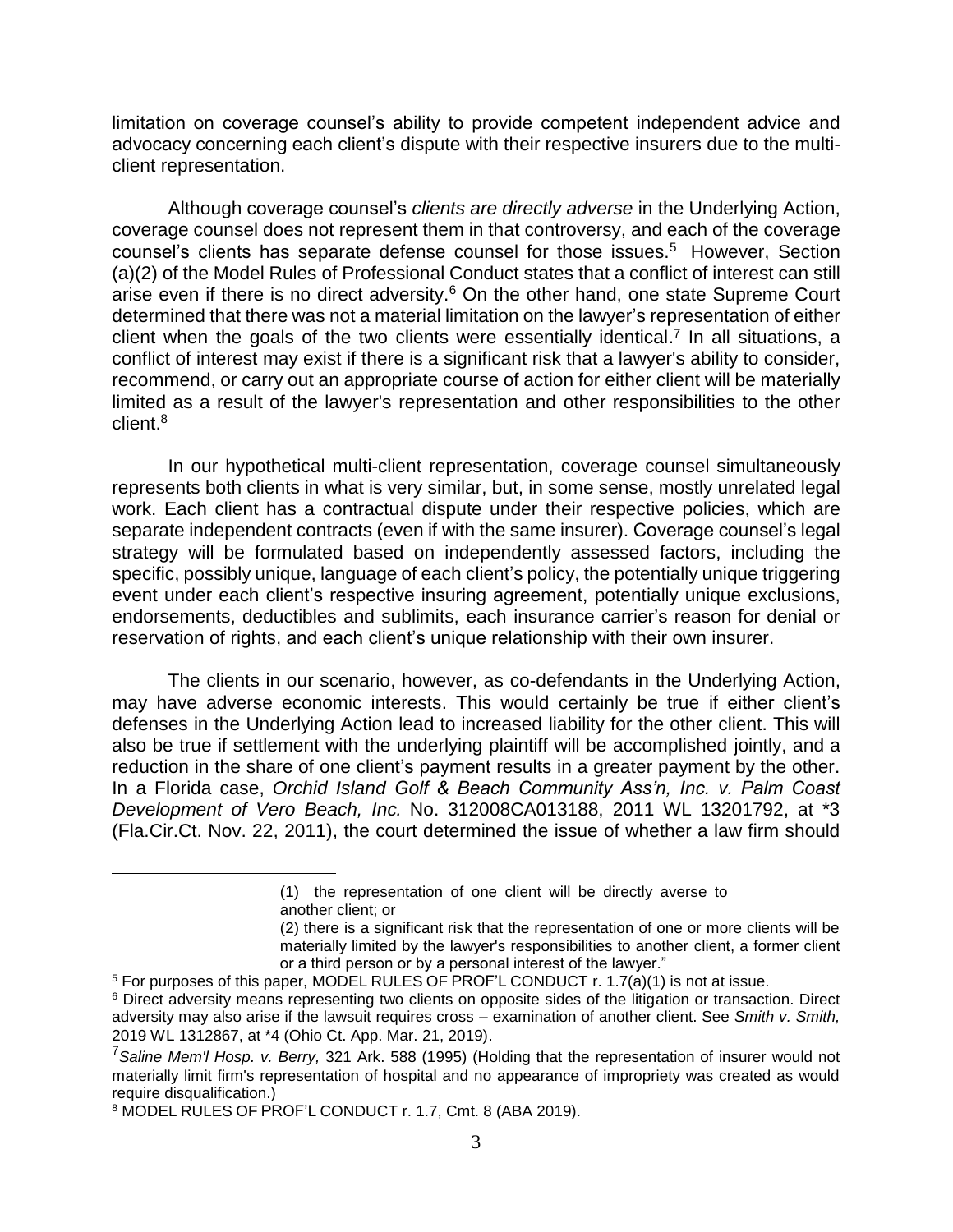limitation on coverage counsel's ability to provide competent independent advice and advocacy concerning each client's dispute with their respective insurers due to the multi-client representation.

Although coverage counsel's *clients are directly adverse* in the Underlying Action, coverage counsel does not represent them in that controversy, and each of the coverage counsel's clients has separate defense counsel for those issues.[5] However, Section (a)(2) of the Model Rules of Professional Conduct states that a conflict of interest can still arise even if there is no direct adversity.[6] On the other hand, one state Supreme Court determined that there was not a material limitation on the lawyer's representation of either client when the goals of the two clients were essentially identical.[7] In all situations, a conflict of interest may exist if there is a significant risk that a lawyer's ability to consider, recommend, or carry out an appropriate course of action for either client will be materially limited as a result of the lawyer's representation and other responsibilities to the other client.[8]

In our hypothetical multi-client representation, coverage counsel simultaneously represents both clients in what is very similar, but, in some sense, mostly unrelated legal work. Each client has a contractual dispute under their respective policies, which are separate independent contracts (even if with the same insurer). Coverage counsel's legal strategy will be formulated based on independently assessed factors, including the specific, possibly unique, language of each client's policy, the potentially unique triggering event under each client's respective insuring agreement, potentially unique exclusions, endorsements, deductibles and sublimits, each insurance carrier's reason for denial or reservation of rights, and each client's unique relationship with their own insurer.

The clients in our scenario, however, as co-defendants in the Underlying Action, may have adverse economic interests. This would certainly be true if either client's defenses in the Underlying Action lead to increased liability for the other client. This will also be true if settlement with the underlying plaintiff will be accomplished jointly, and a reduction in the share of one client's payment results in a greater payment by the other. In a Florida case, *Orchid Island Golf & Beach Community Ass'n, Inc. v. Palm Coast Development of Vero Beach, Inc.* No. 312008CA013188, 2011 WL 13201792, at *3 (Fla.Cir.Ct. Nov. 22, 2011), the court determined the issue of whether a law firm should

---

(1) the representation of one client will be directly averse to another client; or

(2) there is a significant risk that the representation of one or more clients will be materially limited by the lawyer's responsibilities to another client, a former client or a third person or by a personal interest of the lawyer."

[5] For purposes of this paper, MODEL RULES OF PROF'L CONDUCT r. 1.7(a)(1) is not at issue.

[6] Direct adversity means representing two clients on opposite sides of the litigation or transaction. Direct adversity may also arise if the lawsuit requires cross – examination of another client. See *Smith v. Smith,* 2019 WL 1312867, at *4 (Ohio Ct. App. Mar. 21, 2019).

[7] *Saline Mem'l Hosp. v. Berry,* 321 Ark. 588 (1995) (Holding that the representation of insurer would not materially limit firm's representation of hospital and no appearance of impropriety was created as would require disqualification.)

[8] MODEL RULES OF PROF'L CONDUCT r. 1.7, Cmt. 8 (ABA 2019).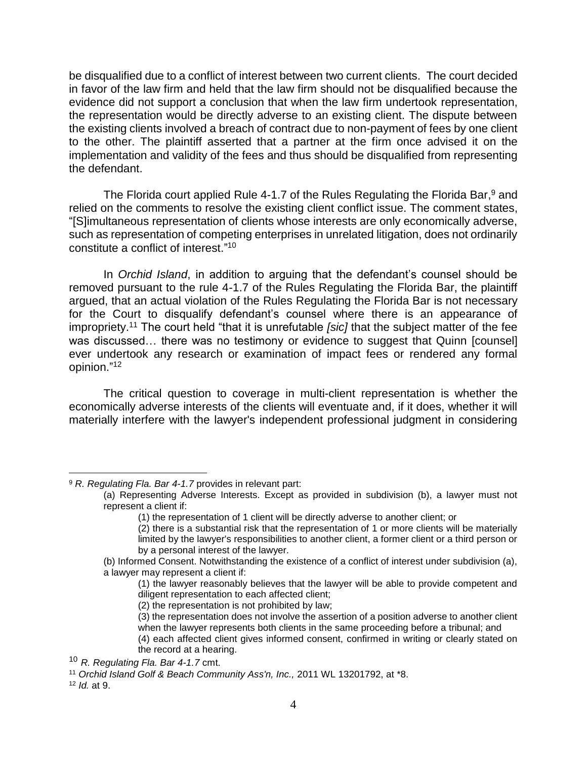be disqualified due to a conflict of interest between two current clients. The court decided in favor of the law firm and held that the law firm should not be disqualified because the evidence did not support a conclusion that when the law firm undertook representation, the representation would be directly adverse to an existing client. The dispute between the existing clients involved a breach of contract due to non-payment of fees by one client to the other. The plaintiff asserted that a partner at the firm once advised it on the implementation and validity of the fees and thus should be disqualified from representing the defendant.

The Florida court applied Rule 4-1.7 of the Rules Regulating the Florida Bar,[9] and relied on the comments to resolve the existing client conflict issue. The comment states, "[S]imultaneous representation of clients whose interests are only economically adverse, such as representation of competing enterprises in unrelated litigation, does not ordinarily constitute a conflict of interest."[10]

In *Orchid Island*, in addition to arguing that the defendant's counsel should be removed pursuant to the rule 4-1.7 of the Rules Regulating the Florida Bar, the plaintiff argued, that an actual violation of the Rules Regulating the Florida Bar is not necessary for the Court to disqualify defendant's counsel where there is an appearance of impropriety.[11] The court held "that it is unrefutable *[sic]* that the subject matter of the fee was discussed… there was no testimony or evidence to suggest that Quinn [counsel] ever undertook any research or examination of impact fees or rendered any formal opinion."[12]

The critical question to coverage in multi-client representation is whether the economically adverse interests of the clients will eventuate and, if it does, whether it will materially interfere with the lawyer's independent professional judgment in considering

---

[9] *R. Regulating Fla. Bar 4-1.7* provides in relevant part:

> (a) Representing Adverse Interests. Except as provided in subdivision (b), a lawyer must not represent a client if:
>
> > (1) the representation of 1 client will be directly adverse to another client; or
> >
> > (2) there is a substantial risk that the representation of 1 or more clients will be materially limited by the lawyer's responsibilities to another client, a former client or a third person or by a personal interest of the lawyer.
>
> (b) Informed Consent. Notwithstanding the existence of a conflict of interest under subdivision (a), a lawyer may represent a client if:
>
> > (1) the lawyer reasonably believes that the lawyer will be able to provide competent and diligent representation to each affected client;
> >
> > (2) the representation is not prohibited by law;
> >
> > (3) the representation does not involve the assertion of a position adverse to another client when the lawyer represents both clients in the same proceeding before a tribunal; and
> >
> > (4) each affected client gives informed consent, confirmed in writing or clearly stated on the record at a hearing.

[10] *R. Regulating Fla. Bar 4-1.7* cmt.

[11] *Orchid Island Golf & Beach Community Ass'n, Inc.,* 2011 WL 13201792, at *8.

[12] *Id.* at 9.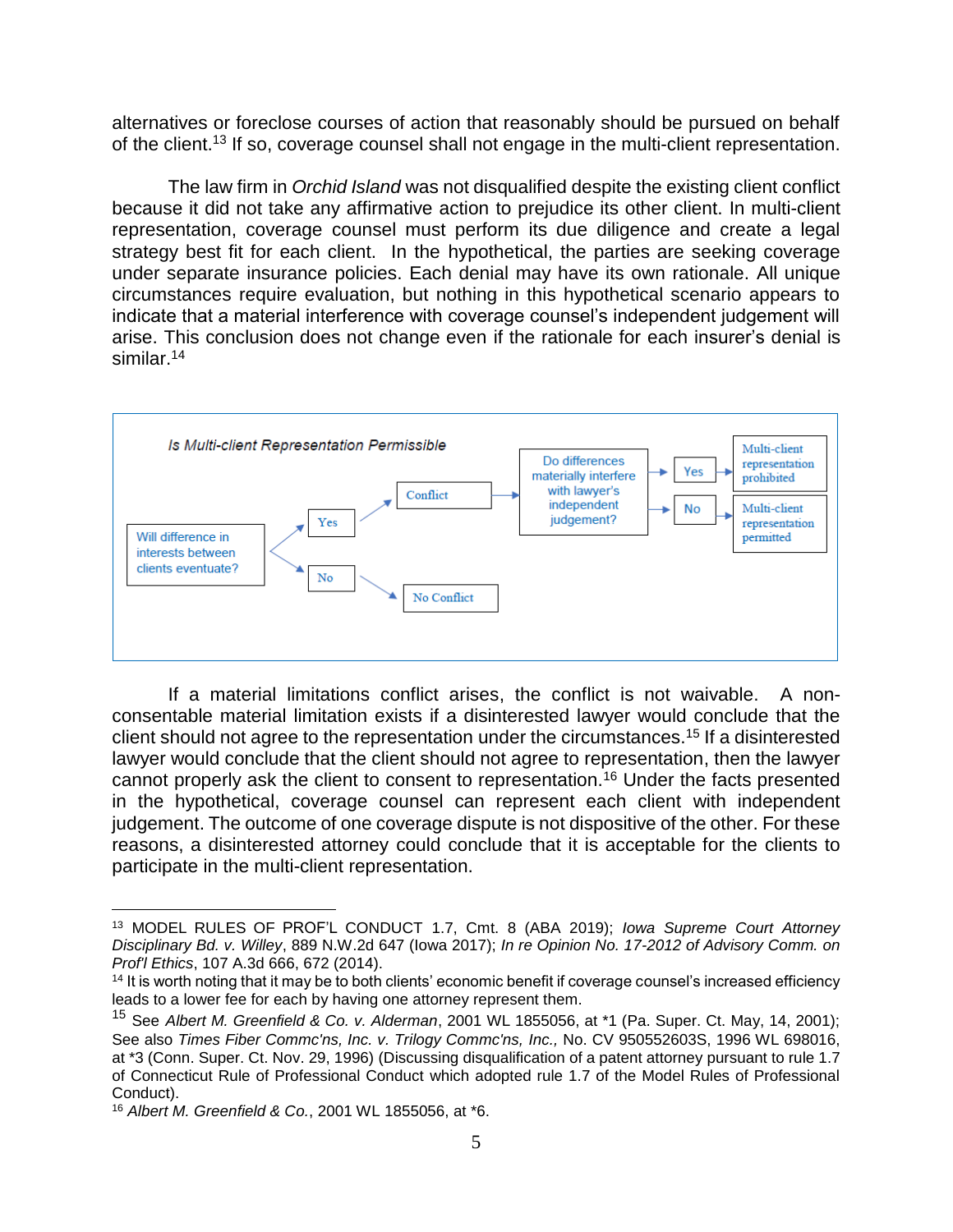alternatives or foreclose courses of action that reasonably should be pursued on behalf of the client.[13] If so, coverage counsel shall not engage in the multi-client representation.

The law firm in *Orchid Island* was not disqualified despite the existing client conflict because it did not take any affirmative action to prejudice its other client. In multi-client representation, coverage counsel must perform its due diligence and create a legal strategy best fit for each client. In the hypothetical, the parties are seeking coverage under separate insurance policies. Each denial may have its own rationale. All unique circumstances require evaluation, but nothing in this hypothetical scenario appears to indicate that a material interference with coverage counsel's independent judgement will arise. This conclusion does not change even if the rationale for each insurer's denial is similar.[14]

*Is Multi-client Representation Permissible*

- Will difference in interests between clients eventuate?
  - Yes → Conflict → Do differences materially interfere with lawyer's independent judgement?
    - Yes → Multi-client representation prohibited
    - No → Multi-client representation permitted
  - No → No Conflict

If a material limitations conflict arises, the conflict is not waivable. A non-consentable material limitation exists if a disinterested lawyer would conclude that the client should not agree to the representation under the circumstances.[15] If a disinterested lawyer would conclude that the client should not agree to representation, then the lawyer cannot properly ask the client to consent to representation.[16] Under the facts presented in the hypothetical, coverage counsel can represent each client with independent judgement. The outcome of one coverage dispute is not dispositive of the other. For these reasons, a disinterested attorney could conclude that it is acceptable for the clients to participate in the multi-client representation.

---

[13] MODEL RULES OF PROF'L CONDUCT 1.7, Cmt. 8 (ABA 2019); *Iowa Supreme Court Attorney Disciplinary Bd. v. Willey*, 889 N.W.2d 647 (Iowa 2017); *In re Opinion No. 17-2012 of Advisory Comm. on Prof'l Ethics*, 107 A.3d 666, 672 (2014).

[14] It is worth noting that it may be to both clients' economic benefit if coverage counsel's increased efficiency leads to a lower fee for each by having one attorney represent them.

[15] See *Albert M. Greenfield & Co. v. Alderman*, 2001 WL 1855056, at *1 (Pa. Super. Ct. May, 14, 2001); See also *Times Fiber Commc'ns, Inc. v. Trilogy Commc'ns, Inc.,* No. CV 950552603S, 1996 WL 698016, at *3 (Conn. Super. Ct. Nov. 29, 1996) (Discussing disqualification of a patent attorney pursuant to rule 1.7 of Connecticut Rule of Professional Conduct which adopted rule 1.7 of the Model Rules of Professional Conduct).

[16] *Albert M. Greenfield & Co.*, 2001 WL 1855056, at *6.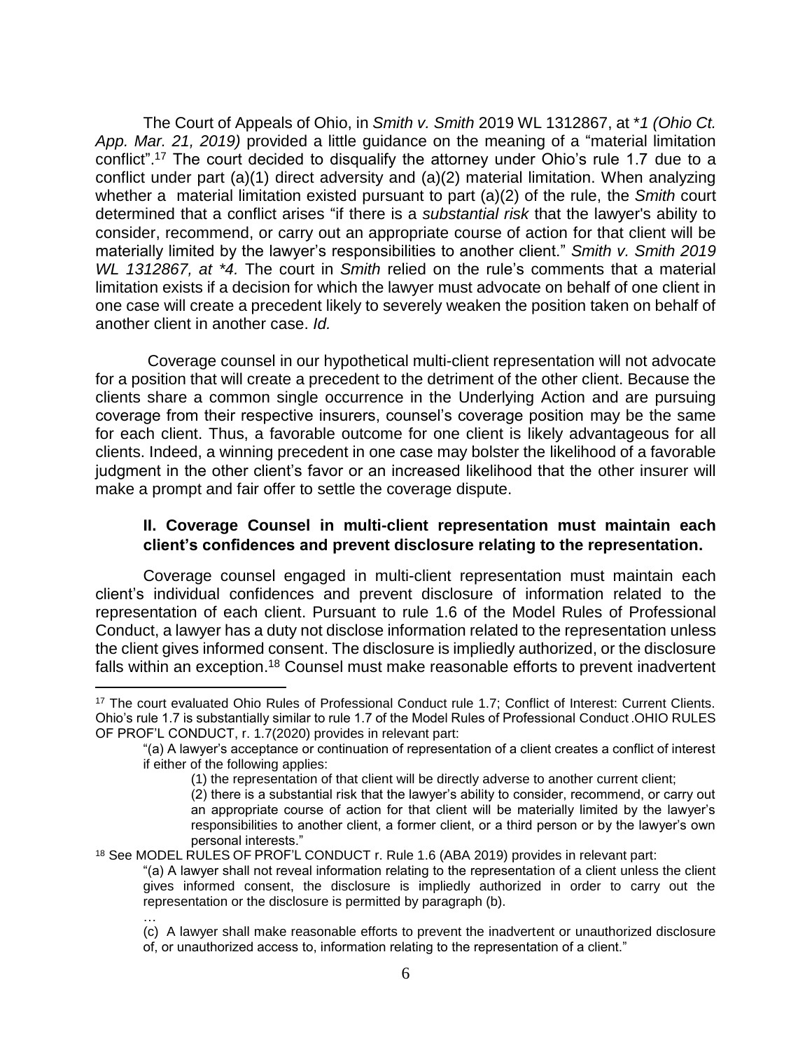The Court of Appeals of Ohio, in *Smith v. Smith* 2019 WL 1312867, at \**1 (Ohio Ct. App. Mar. 21, 2019)* provided a little guidance on the meaning of a "material limitation conflict".[17] The court decided to disqualify the attorney under Ohio's rule 1.7 due to a conflict under part (a)(1) direct adversity and (a)(2) material limitation. When analyzing whether a material limitation existed pursuant to part (a)(2) of the rule, the *Smith* court determined that a conflict arises "if there is a *substantial risk* that the lawyer's ability to consider, recommend, or carry out an appropriate course of action for that client will be materially limited by the lawyer's responsibilities to another client." *Smith v. Smith 2019 WL 1312867, at \*4.* The court in *Smith* relied on the rule's comments that a material limitation exists if a decision for which the lawyer must advocate on behalf of one client in one case will create a precedent likely to severely weaken the position taken on behalf of another client in another case. *Id.*

Coverage counsel in our hypothetical multi-client representation will not advocate for a position that will create a precedent to the detriment of the other client. Because the clients share a common single occurrence in the Underlying Action and are pursuing coverage from their respective insurers, counsel's coverage position may be the same for each client. Thus, a favorable outcome for one client is likely advantageous for all clients. Indeed, a winning precedent in one case may bolster the likelihood of a favorable judgment in the other client's favor or an increased likelihood that the other insurer will make a prompt and fair offer to settle the coverage dispute.

### II. Coverage Counsel in multi-client representation must maintain each client's confidences and prevent disclosure relating to the representation.

Coverage counsel engaged in multi-client representation must maintain each client's individual confidences and prevent disclosure of information related to the representation of each client. Pursuant to rule 1.6 of the Model Rules of Professional Conduct, a lawyer has a duty not disclose information related to the representation unless the client gives informed consent. The disclosure is impliedly authorized, or the disclosure falls within an exception.[18] Counsel must make reasonable efforts to prevent inadvertent

---

[17] The court evaluated Ohio Rules of Professional Conduct rule 1.7; Conflict of Interest: Current Clients. Ohio's rule 1.7 is substantially similar to rule 1.7 of the Model Rules of Professional Conduct .OHIO RULES OF PROF'L CONDUCT, r. 1.7(2020) provides in relevant part:

> "(a) A lawyer's acceptance or continuation of representation of a client creates a conflict of interest if either of the following applies:
>
> > (1) the representation of that client will be directly adverse to another current client;
> >
> > (2) there is a substantial risk that the lawyer's ability to consider, recommend, or carry out an appropriate course of action for that client will be materially limited by the lawyer's responsibilities to another client, a former client, or a third person or by the lawyer's own personal interests."

[18] See MODEL RULES OF PROF'L CONDUCT r. Rule 1.6 (ABA 2019) provides in relevant part:

> "(a) A lawyer shall not reveal information relating to the representation of a client unless the client gives informed consent, the disclosure is impliedly authorized in order to carry out the representation or the disclosure is permitted by paragraph (b).
>
> …
>
> (c) A lawyer shall make reasonable efforts to prevent the inadvertent or unauthorized disclosure of, or unauthorized access to, information relating to the representation of a client."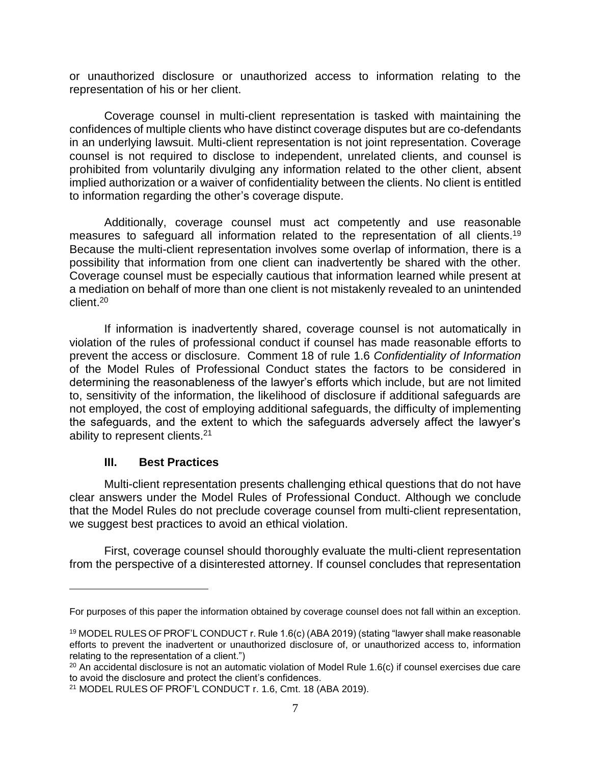or unauthorized disclosure or unauthorized access to information relating to the representation of his or her client.

Coverage counsel in multi-client representation is tasked with maintaining the confidences of multiple clients who have distinct coverage disputes but are co-defendants in an underlying lawsuit. Multi-client representation is not joint representation. Coverage counsel is not required to disclose to independent, unrelated clients, and counsel is prohibited from voluntarily divulging any information related to the other client, absent implied authorization or a waiver of confidentiality between the clients. No client is entitled to information regarding the other's coverage dispute.

Additionally, coverage counsel must act competently and use reasonable measures to safeguard all information related to the representation of all clients.[19] Because the multi-client representation involves some overlap of information, there is a possibility that information from one client can inadvertently be shared with the other. Coverage counsel must be especially cautious that information learned while present at a mediation on behalf of more than one client is not mistakenly revealed to an unintended client.[20]

If information is inadvertently shared, coverage counsel is not automatically in violation of the rules of professional conduct if counsel has made reasonable efforts to prevent the access or disclosure. Comment 18 of rule 1.6 *Confidentiality of Information* of the Model Rules of Professional Conduct states the factors to be considered in determining the reasonableness of the lawyer's efforts which include, but are not limited to, sensitivity of the information, the likelihood of disclosure if additional safeguards are not employed, the cost of employing additional safeguards, the difficulty of implementing the safeguards, and the extent to which the safeguards adversely affect the lawyer's ability to represent clients.[21]

### III. Best Practices

Multi-client representation presents challenging ethical questions that do not have clear answers under the Model Rules of Professional Conduct. Although we conclude that the Model Rules do not preclude coverage counsel from multi-client representation, we suggest best practices to avoid an ethical violation.

First, coverage counsel should thoroughly evaluate the multi-client representation from the perspective of a disinterested attorney. If counsel concludes that representation

---

For purposes of this paper the information obtained by coverage counsel does not fall within an exception.

[19] MODEL RULES OF PROF'L CONDUCT r. Rule 1.6(c) (ABA 2019) (stating "lawyer shall make reasonable efforts to prevent the inadvertent or unauthorized disclosure of, or unauthorized access to, information relating to the representation of a client.")

[20] An accidental disclosure is not an automatic violation of Model Rule 1.6(c) if counsel exercises due care to avoid the disclosure and protect the client's confidences.

[21] MODEL RULES OF PROF'L CONDUCT r. 1.6, Cmt. 18 (ABA 2019).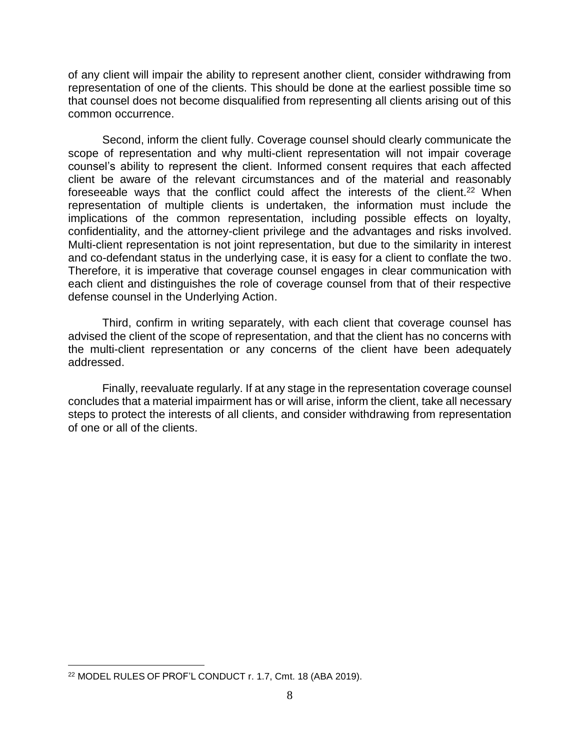of any client will impair the ability to represent another client, consider withdrawing from representation of one of the clients. This should be done at the earliest possible time so that counsel does not become disqualified from representing all clients arising out of this common occurrence.

Second, inform the client fully. Coverage counsel should clearly communicate the scope of representation and why multi-client representation will not impair coverage counsel's ability to represent the client. Informed consent requires that each affected client be aware of the relevant circumstances and of the material and reasonably foreseeable ways that the conflict could affect the interests of the client.[22] When representation of multiple clients is undertaken, the information must include the implications of the common representation, including possible effects on loyalty, confidentiality, and the attorney-client privilege and the advantages and risks involved. Multi-client representation is not joint representation, but due to the similarity in interest and co-defendant status in the underlying case, it is easy for a client to conflate the two. Therefore, it is imperative that coverage counsel engages in clear communication with each client and distinguishes the role of coverage counsel from that of their respective defense counsel in the Underlying Action.

Third, confirm in writing separately, with each client that coverage counsel has advised the client of the scope of representation, and that the client has no concerns with the multi-client representation or any concerns of the client have been adequately addressed.

Finally, reevaluate regularly. If at any stage in the representation coverage counsel concludes that a material impairment has or will arise, inform the client, take all necessary steps to protect the interests of all clients, and consider withdrawing from representation of one or all of the clients.

---

[22] MODEL RULES OF PROF'L CONDUCT r. 1.7, Cmt. 18 (ABA 2019).